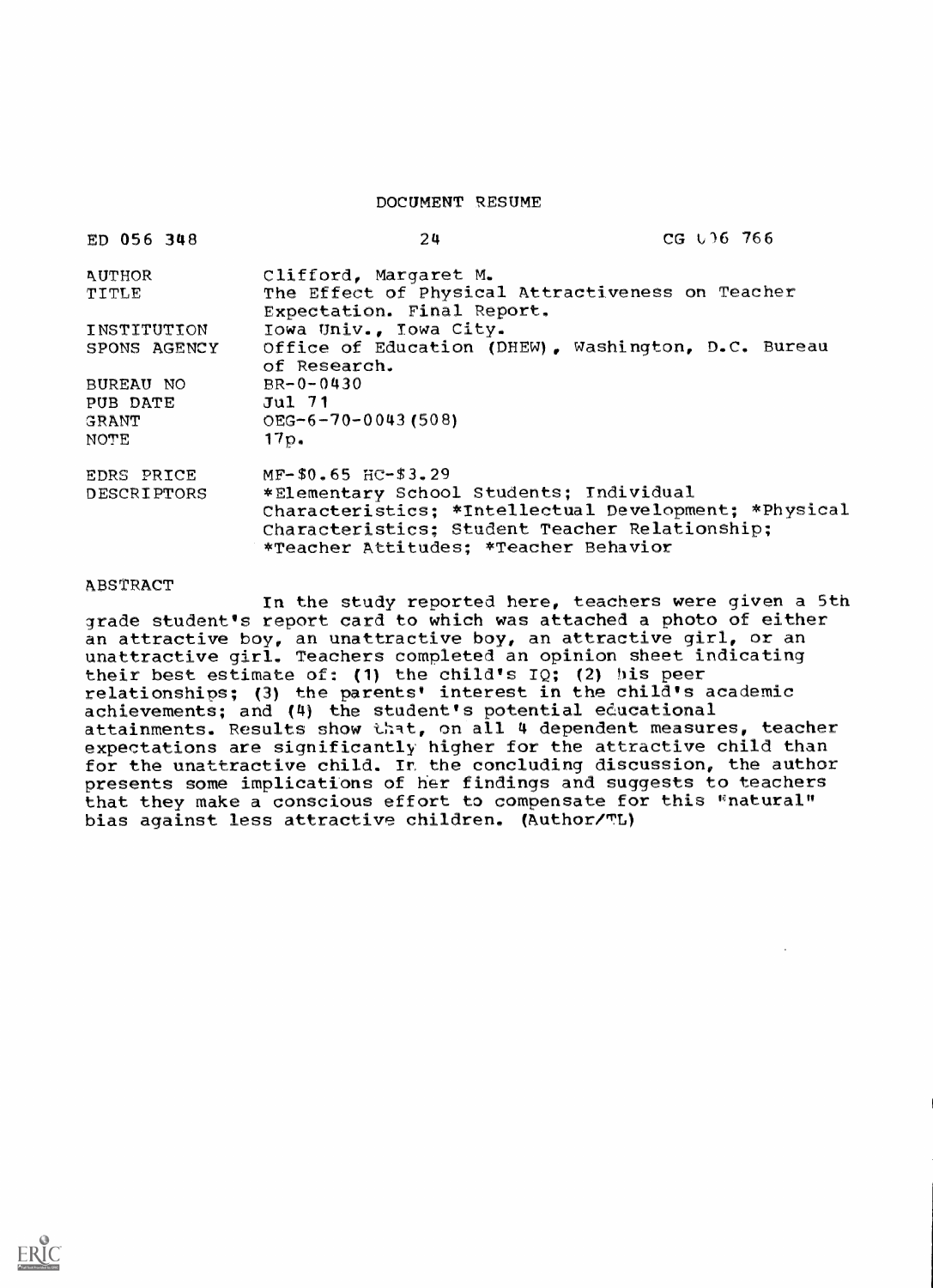# DOCUMENT RESUME

| | | |
|---|---|---|
| ED 056 348 | 24 | CG 006 766 |

| | |
|---|---|
| AUTHOR | Clifford, Margaret M. |
| TITLE | The Effect of Physical Attractiveness on Teacher Expectation. Final Report. |
| INSTITUTION | Iowa Univ., Iowa City. |
| SPONS AGENCY | Office of Education (DHEW), Washington, D.C. Bureau of Research. |
| BUREAU NO | BR-0-0430 |
| PUB DATE | Jul 71 |
| GRANT | OEG-6-70-0043(508) |
| NOTE | 17p. |
| EDRS PRICE | MF-$0.65 HC-$3.29 |
| DESCRIPTORS | *Elementary School Students; Individual Characteristics; *Intellectual Development; *Physical Characteristics; Student Teacher Relationship; *Teacher Attitudes; *Teacher Behavior |

## ABSTRACT

In the study reported here, teachers were given a 5th grade student's report card to which was attached a photo of either an attractive boy, an unattractive boy, an attractive girl, or an unattractive girl. Teachers completed an opinion sheet indicating their best estimate of: (1) the child's IQ; (2) his peer relationships; (3) the parents' interest in the child's academic achievements; and (4) the student's potential educational attainments. Results show that, on all 4 dependent measures, teacher expectations are significantly higher for the attractive child than for the unattractive child. In the concluding discussion, the author presents some implications of her findings and suggests to teachers that they make a conscious effort to compensate for this "natural" bias against less attractive children. (Author/TL)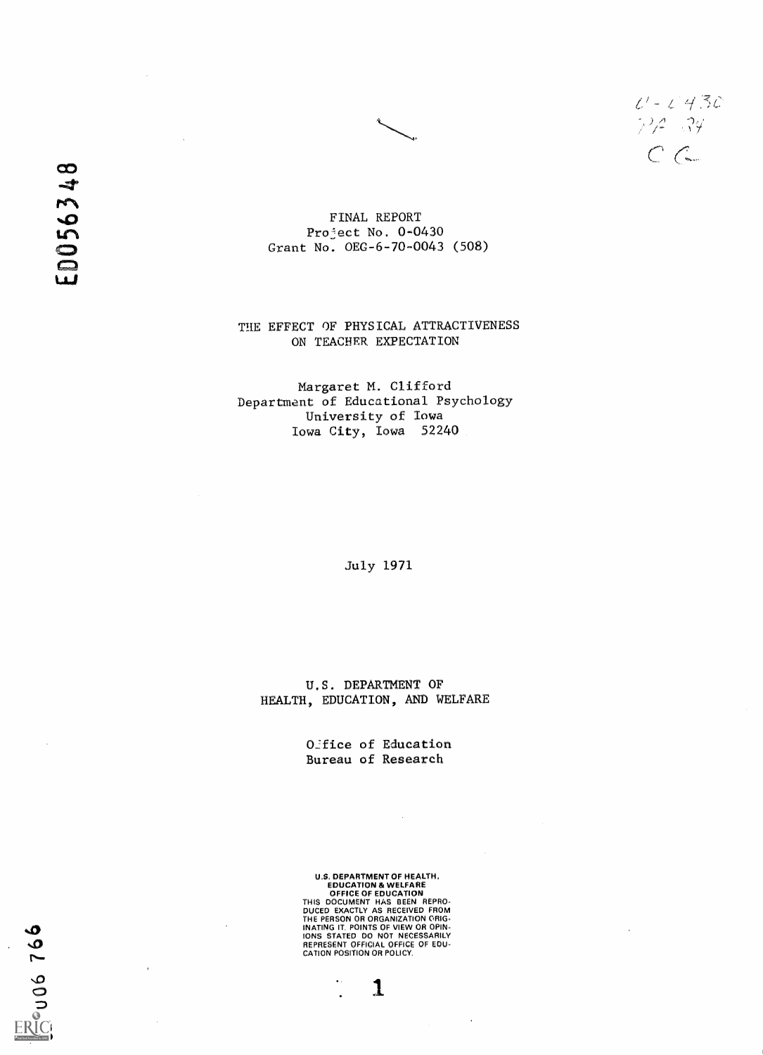FINAL REPORT
Project No. 0-0430
Grant No. OEG-6-70-0043 (508)

# THE EFFECT OF PHYSICAL ATTRACTIVENESS ON TEACHER EXPECTATION

Margaret M. Clifford
Department of Educational Psychology
University of Iowa
Iowa City, Iowa 52240

July 1971

U.S. DEPARTMENT OF
HEALTH, EDUCATION, AND WELFARE

Office of Education
Bureau of Research

U.S. DEPARTMENT OF HEALTH, EDUCATION & WELFARE
OFFICE OF EDUCATION
THIS DOCUMENT HAS BEEN REPRODUCED EXACTLY AS RECEIVED FROM THE PERSON OR ORGANIZATION ORIGINATING IT. POINTS OF VIEW OR OPINIONS STATED DO NOT NECESSARILY REPRESENT OFFICIAL OFFICE OF EDUCATION POSITION OR POLICY.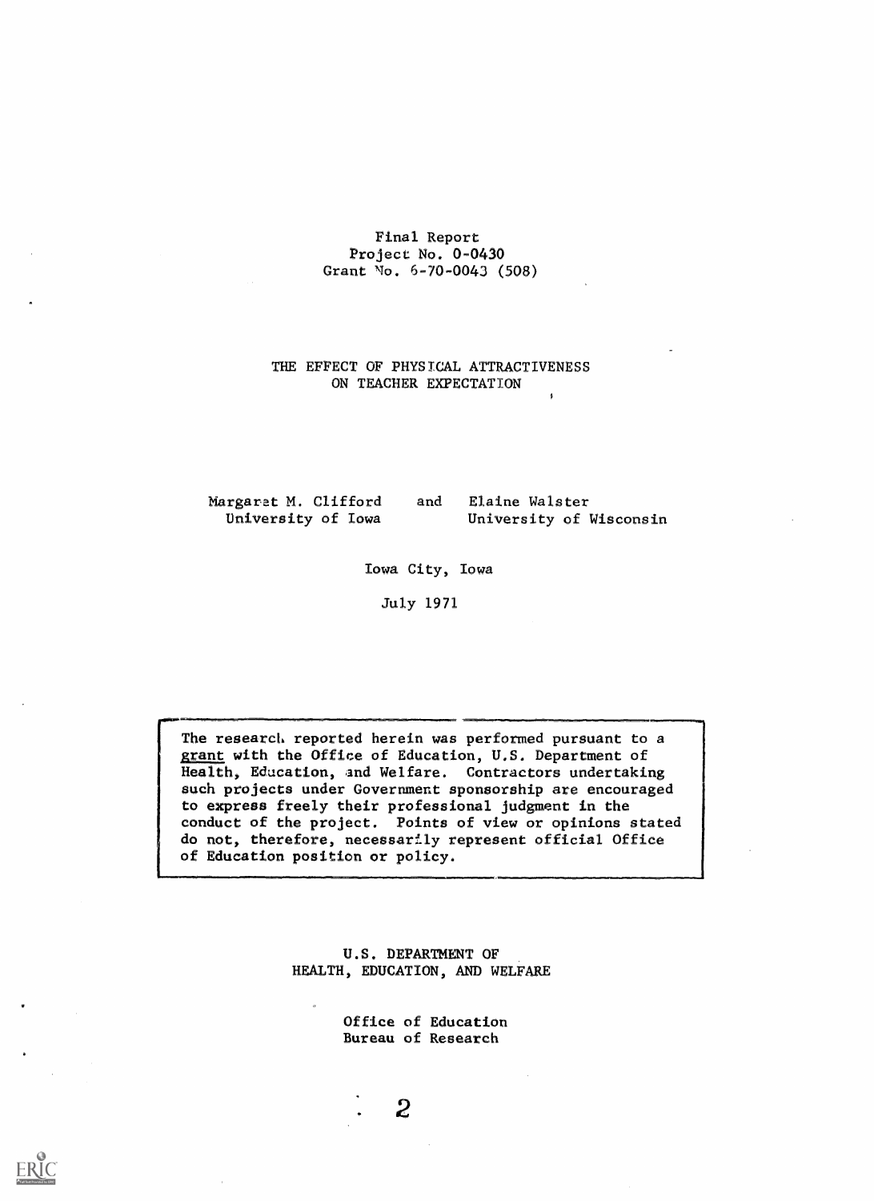Final Report
Project No. 0-0430
Grant No. 6-70-0043 (508)

# THE EFFECT OF PHYSICAL ATTRACTIVENESS ON TEACHER EXPECTATION

Margaret M. Clifford and Elaine Walster
University of Iowa University of Wisconsin

Iowa City, Iowa

July 1971

The research reported herein was performed pursuant to a grant with the Office of Education, U.S. Department of Health, Education, and Welfare. Contractors undertaking such projects under Government sponsorship are encouraged to express freely their professional judgment in the conduct of the project. Points of view or opinions stated do not, therefore, necessarily represent official Office of Education position or policy.

U.S. DEPARTMENT OF
HEALTH, EDUCATION, AND WELFARE

Office of Education
Bureau of Research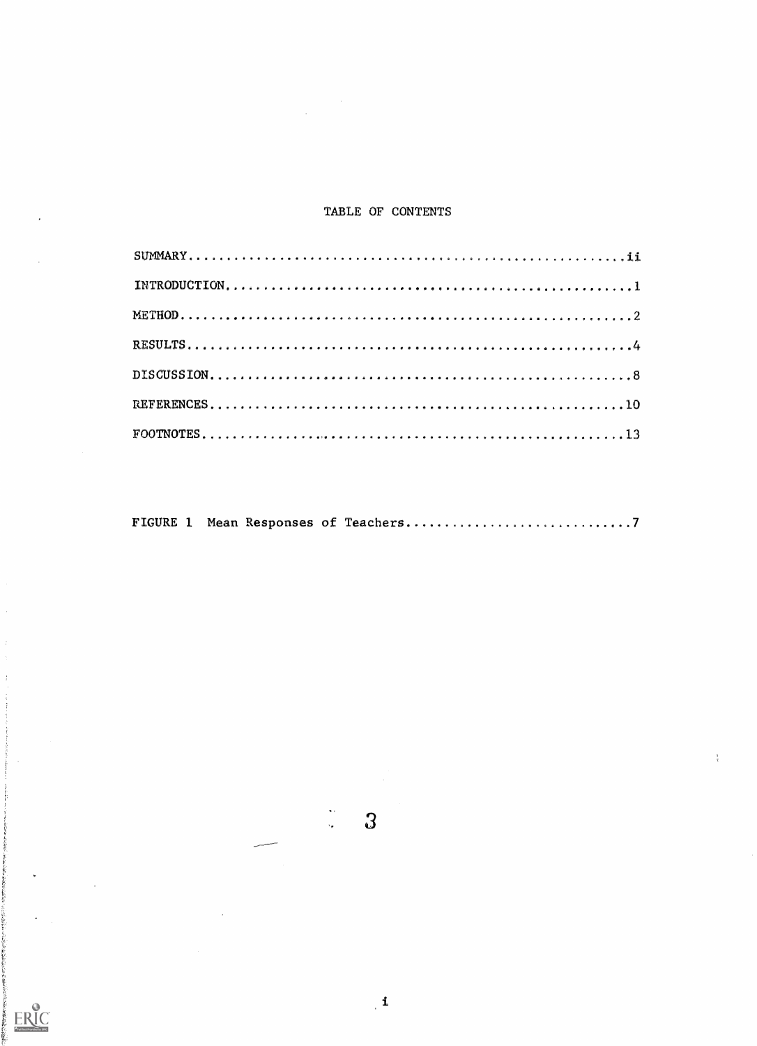# TABLE OF CONTENTS

SUMMARY.......................................................ii

INTRODUCTION..................................................1

METHOD........................................................2

RESULTS.......................................................4

DISCUSSION....................................................8

REFERENCES....................................................10

FOOTNOTES.....................................................13

FIGURE 1 Mean Responses of Teachers...........................7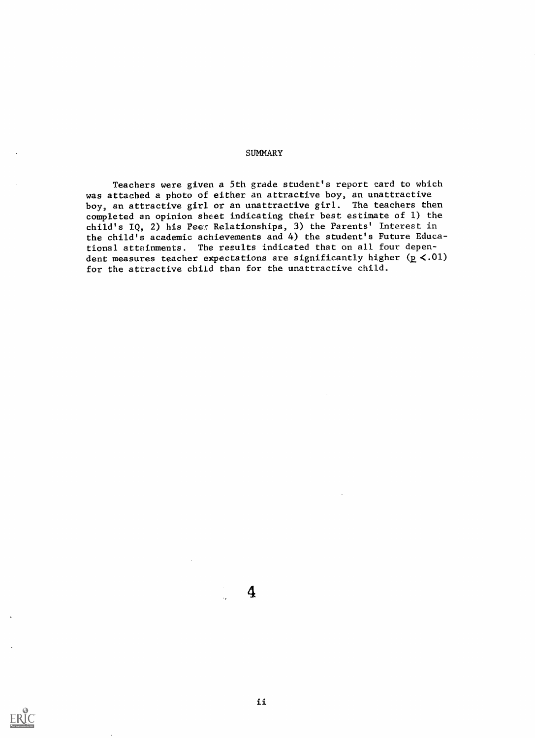# SUMMARY

Teachers were given a 5th grade student's report card to which was attached a photo of either an attractive boy, an unattractive boy, an attractive girl or an unattractive girl. The teachers then completed an opinion sheet indicating their best estimate of 1) the child's IQ, 2) his Peer Relationships, 3) the Parents' Interest in the child's academic achievements and 4) the student's Future Educational attainments. The results indicated that on all four dependent measures teacher expectations are significantly higher ($p < .01$) for the attractive child than for the unattractive child.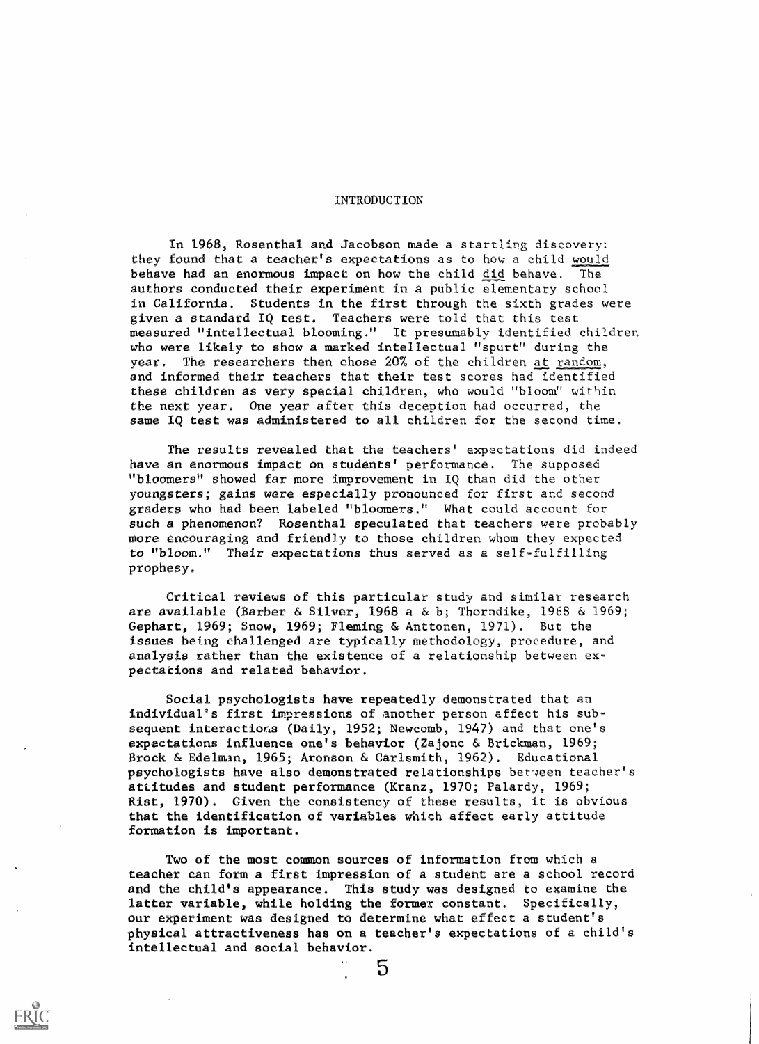# INTRODUCTION

In 1968, Rosenthal and Jacobson made a startling discovery: they found that a teacher's expectations as to how a child would behave had an enormous impact on how the child did behave. The authors conducted their experiment in a public elementary school in California. Students in the first through the sixth grades were given a standard IQ test. Teachers were told that this test measured "intellectual blooming." It presumably identified children who were likely to show a marked intellectual "spurt" during the year. The researchers then chose 20% of the children at random, and informed their teachers that their test scores had identified these children as very special children, who would "bloom" within the next year. One year after this deception had occurred, the same IQ test was administered to all children for the second time.

The results revealed that the teachers' expectations did indeed have an enormous impact on students' performance. The supposed "bloomers" showed far more improvement in IQ than did the other youngsters; gains were especially pronounced for first and second graders who had been labeled "bloomers." What could account for such a phenomenon? Rosenthal speculated that teachers were probably more encouraging and friendly to those children whom they expected to "bloom." Their expectations thus served as a self-fulfilling prophesy.

Critical reviews of this particular study and similar research are available (Barber & Silver, 1968 a & b; Thorndike, 1968 & 1969; Gephart, 1969; Snow, 1969; Fleming & Anttonen, 1971). But the issues being challenged are typically methodology, procedure, and analysis rather than the existence of a relationship between expectations and related behavior.

Social psychologists have repeatedly demonstrated that an individual's first impressions of another person affect his subsequent interactions (Daily, 1952; Newcomb, 1947) and that one's expectations influence one's behavior (Zajonc & Brickman, 1969; Brock & Edelman, 1965; Aronson & Carlsmith, 1962). Educational psychologists have also demonstrated relationships between teacher's attitudes and student performance (Kranz, 1970; Palardy, 1969; Rist, 1970). Given the consistency of these results, it is obvious that the identification of variables which affect early attitude formation is important.

Two of the most common sources of information from which a teacher can form a first impression of a student are a school record and the child's appearance. This study was designed to examine the latter variable, while holding the former constant. Specifically, our experiment was designed to determine what effect a student's physical attractiveness has on a teacher's expectations of a child's intellectual and social behavior.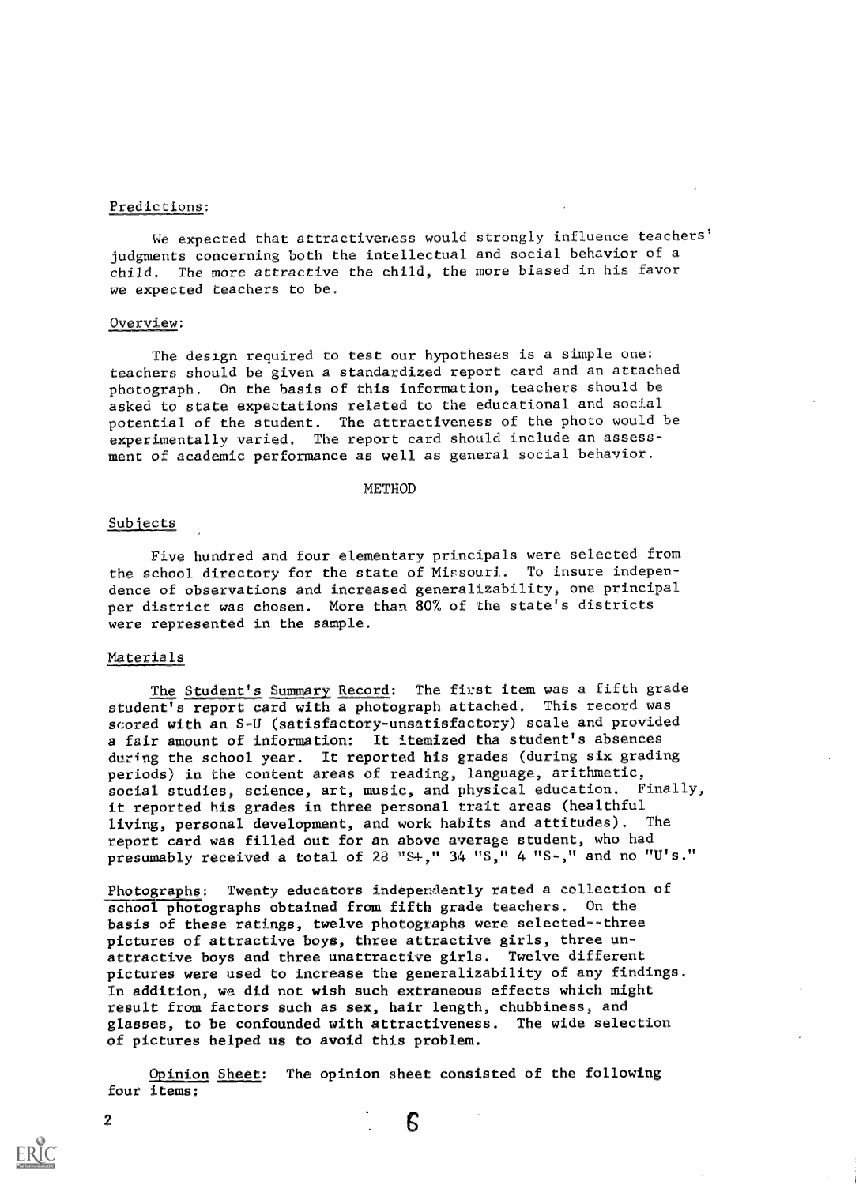Predictions:

We expected that attractiveness would strongly influence teachers' judgments concerning both the intellectual and social behavior of a child. The more attractive the child, the more biased in his favor we expected teachers to be.

Overview:

The design required to test our hypotheses is a simple one: teachers should be given a standardized report card and an attached photograph. On the basis of this information, teachers should be asked to state expectations related to the educational and social potential of the student. The attractiveness of the photo would be experimentally varied. The report card should include an assessment of academic performance as well as general social behavior.

## METHOD

Subjects

Five hundred and four elementary principals were selected from the school directory for the state of Missouri. To insure independence of observations and increased generalizability, one principal per district was chosen. More than 80% of the state's districts were represented in the sample.

Materials

The Student's Summary Record: The first item was a fifth grade student's report card with a photograph attached. This record was scored with an S-U (satisfactory-unsatisfactory) scale and provided a fair amount of information: It itemized tha student's absences during the school year. It reported his grades (during six grading periods) in the content areas of reading, language, arithmetic, social studies, science, art, music, and physical education. Finally, it reported his grades in three personal trait areas (healthful living, personal development, and work habits and attitudes). The report card was filled out for an above average student, who had presumably received a total of 28 "S+," 34 "S," 4 "S-," and no "U's."

Photographs: Twenty educators independently rated a collection of school photographs obtained from fifth grade teachers. On the basis of these ratings, twelve photographs were selected--three pictures of attractive boys, three attractive girls, three unattractive boys and three unattractive girls. Twelve different pictures were used to increase the generalizability of any findings. In addition, we did not wish such extraneous effects which might result from factors such as sex, hair length, chubbiness, and glasses, to be confounded with attractiveness. The wide selection of pictures helped us to avoid this problem.

Opinion Sheet: The opinion sheet consisted of the following four items: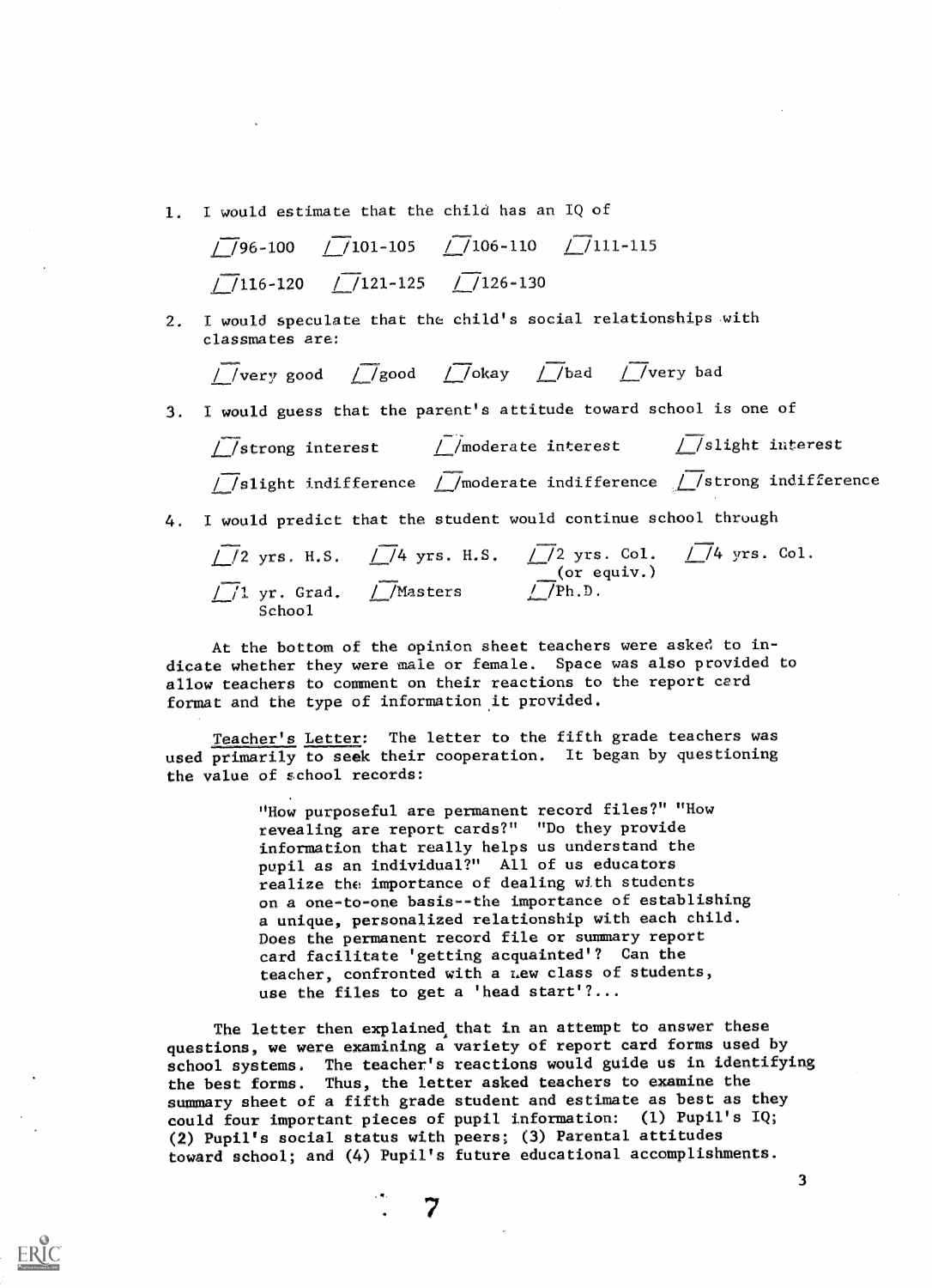1. I would estimate that the child has an IQ of

   /_/96-100 /_/101-105 /_/106-110 /_/111-115

   /_/116-120 /_/121-125 /_/126-130

2. I would speculate that the child's social relationships with classmates are:

   /_/very good /_/good /_/okay /_/bad /_/very bad

3. I would guess that the parent's attitude toward school is one of

   /_/strong interest /_/moderate interest /_/slight interest

   /_/slight indifference /_/moderate indifference /_/strong indifference

4. I would predict that the student would continue school through

   /_/2 yrs. H.S. /_/4 yrs. H.S. /_/2 yrs. Col. (or equiv.) /_/4 yrs. Col.

   /_/1 yr. Grad. School /_/Masters /_/Ph.D.

At the bottom of the opinion sheet teachers were asked to indicate whether they were male or female. Space was also provided to allow teachers to comment on their reactions to the report card format and the type of information it provided.

Teacher's Letter: The letter to the fifth grade teachers was used primarily to seek their cooperation. It began by questioning the value of school records:

> "How purposeful are permanent record files?" "How revealing are report cards?" "Do they provide information that really helps us understand the pupil as an individual?" All of us educators realize the importance of dealing with students on a one-to-one basis--the importance of establishing a unique, personalized relationship with each child. Does the permanent record file or summary report card facilitate 'getting acquainted'? Can the teacher, confronted with a new class of students, use the files to get a 'head start'?...

The letter then explained that in an attempt to answer these questions, we were examining a variety of report card forms used by school systems. The teacher's reactions would guide us in identifying the best forms. Thus, the letter asked teachers to examine the summary sheet of a fifth grade student and estimate as best as they could four important pieces of pupil information: (1) Pupil's IQ; (2) Pupil's social status with peers; (3) Parental attitudes toward school; and (4) Pupil's future educational accomplishments.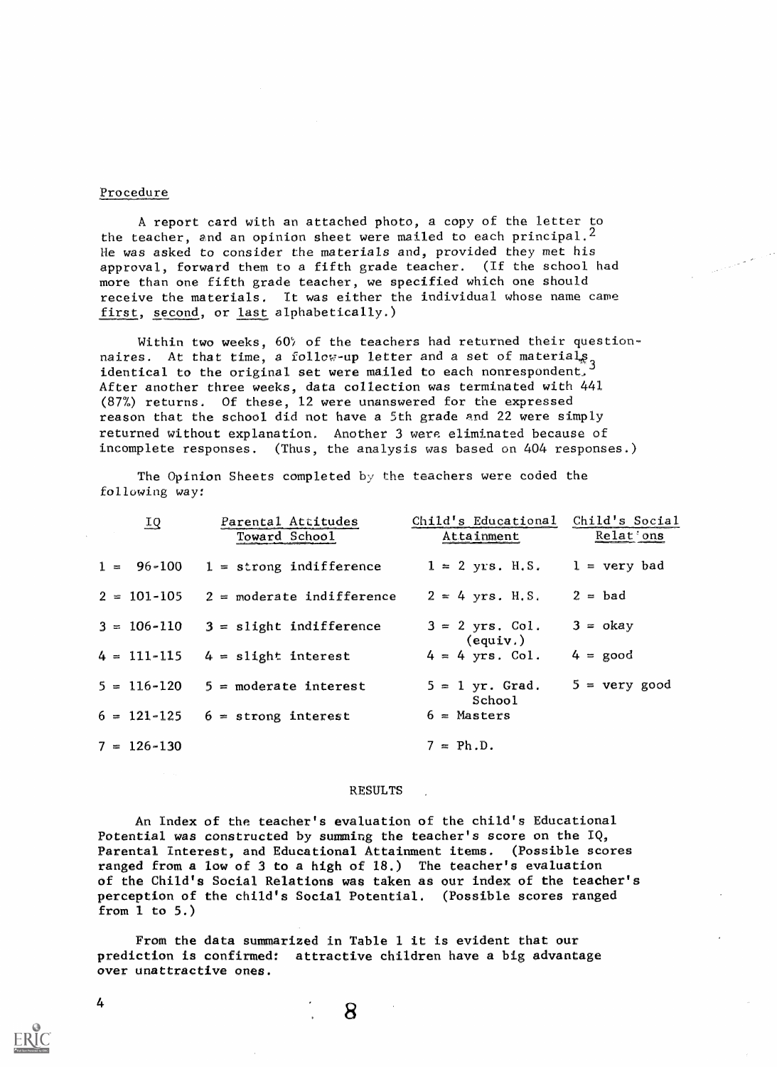Procedure

A report card with an attached photo, a copy of the letter to the teacher, and an opinion sheet were mailed to each principal.[2] He was asked to consider the materials and, provided they met his approval, forward them to a fifth grade teacher. (If the school had more than one fifth grade teacher, we specified which one should receive the materials. It was either the individual whose name came <u>first</u>, <u>second</u>, or <u>last</u> alphabetically.)

Within two weeks, 60% of the teachers had returned their questionnaires. At that time, a follow-up letter and a set of materials identical to the original set were mailed to each nonrespondent.[3] After another three weeks, data collection was terminated with 441 (87%) returns. Of these, 12 were unanswered for the expressed reason that the school did not have a 5th grade and 22 were simply returned without explanation. Another 3 were eliminated because of incomplete responses. (Thus, the analysis was based on 404 responses.)

The Opinion Sheets completed by the teachers were coded the following way:

| IQ | Parental Attitudes Toward School | Child's Educational Attainment | Child's Social Relations |
|---|---|---|---|
| 1 = 96-100 | 1 = strong indifference | 1 = 2 yrs. H.S. | 1 = very bad |
| 2 = 101-105 | 2 = moderate indifference | 2 = 4 yrs. H.S. | 2 = bad |
| 3 = 106-110 | 3 = slight indifference | 3 = 2 yrs. Col. (equiv.) | 3 = okay |
| 4 = 111-115 | 4 = slight interest | 4 = 4 yrs. Col. | 4 = good |
| 5 = 116-120 | 5 = moderate interest | 5 = 1 yr. Grad. School | 5 = very good |
| 6 = 121-125 | 6 = strong interest | 6 = Masters | |
| 7 = 126-130 | | 7 = Ph.D. | |

RESULTS

An Index of the teacher's evaluation of the child's Educational Potential was constructed by summing the teacher's score on the IQ, Parental Interest, and Educational Attainment items. (Possible scores ranged from a low of 3 to a high of 18.) The teacher's evaluation of the Child's Social Relations was taken as our index of the teacher's perception of the child's Social Potential. (Possible scores ranged from 1 to 5.)

From the data summarized in Table 1 it is evident that our prediction is confirmed: attractive children have a big advantage over unattractive ones.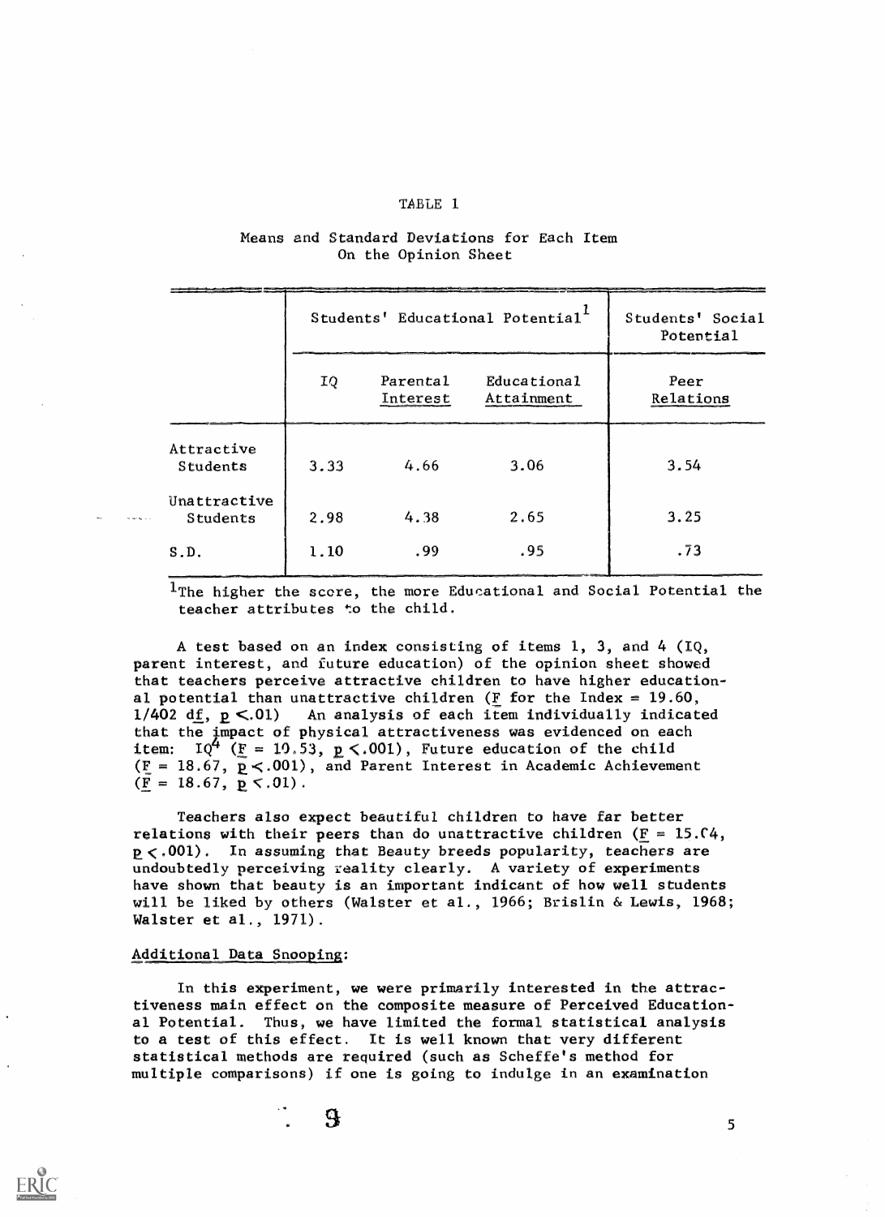TABLE 1

Means and Standard Deviations for Each Item On the Opinion Sheet

| | Students' Educational Potential[1] | | | Students' Social Potential |
|---|---|---|---|---|
| | IQ | Parental Interest | Educational Attainment | Peer Relations |
| Attractive Students | 3.33 | 4.66 | 3.06 | 3.54 |
| Unattractive Students | 2.98 | 4.38 | 2.65 | 3.25 |
| S.D. | 1.10 | .99 | .95 | .73 |

[1]The higher the score, the more Educational and Social Potential the teacher attributes to the child.

A test based on an index consisting of items 1, 3, and 4 (IQ, parent interest, and future education) of the opinion sheet showed that teachers perceive attractive children to have higher educational potential than unattractive children ($F$ for the Index = 19.60, 1/402 $df$, $p < .01$) An analysis of each item individually indicated that the impact of physical attractiveness was evidenced on each item: IQ[4] ($F$ = 10.53, $p < .001$), Future education of the child ($F$ = 18.67, $p < .001$), and Parent Interest in Academic Achievement ($F$ = 18.67, $p < .01$).

Teachers also expect beautiful children to have far better relations with their peers than do unattractive children ($F$ = 15.04, $p < .001$). In assuming that Beauty breeds popularity, teachers are undoubtedly perceiving reality clearly. A variety of experiments have shown that beauty is an important indicant of how well students will be liked by others (Walster et al., 1966; Brislin & Lewis, 1968; Walster et al., 1971).

Additional Data Snooping:

In this experiment, we were primarily interested in the attractiveness main effect on the composite measure of Perceived Educational Potential. Thus, we have limited the formal statistical analysis to a test of this effect. It is well known that very different statistical methods are required (such as Scheffe's method for multiple comparisons) if one is going to indulge in an examination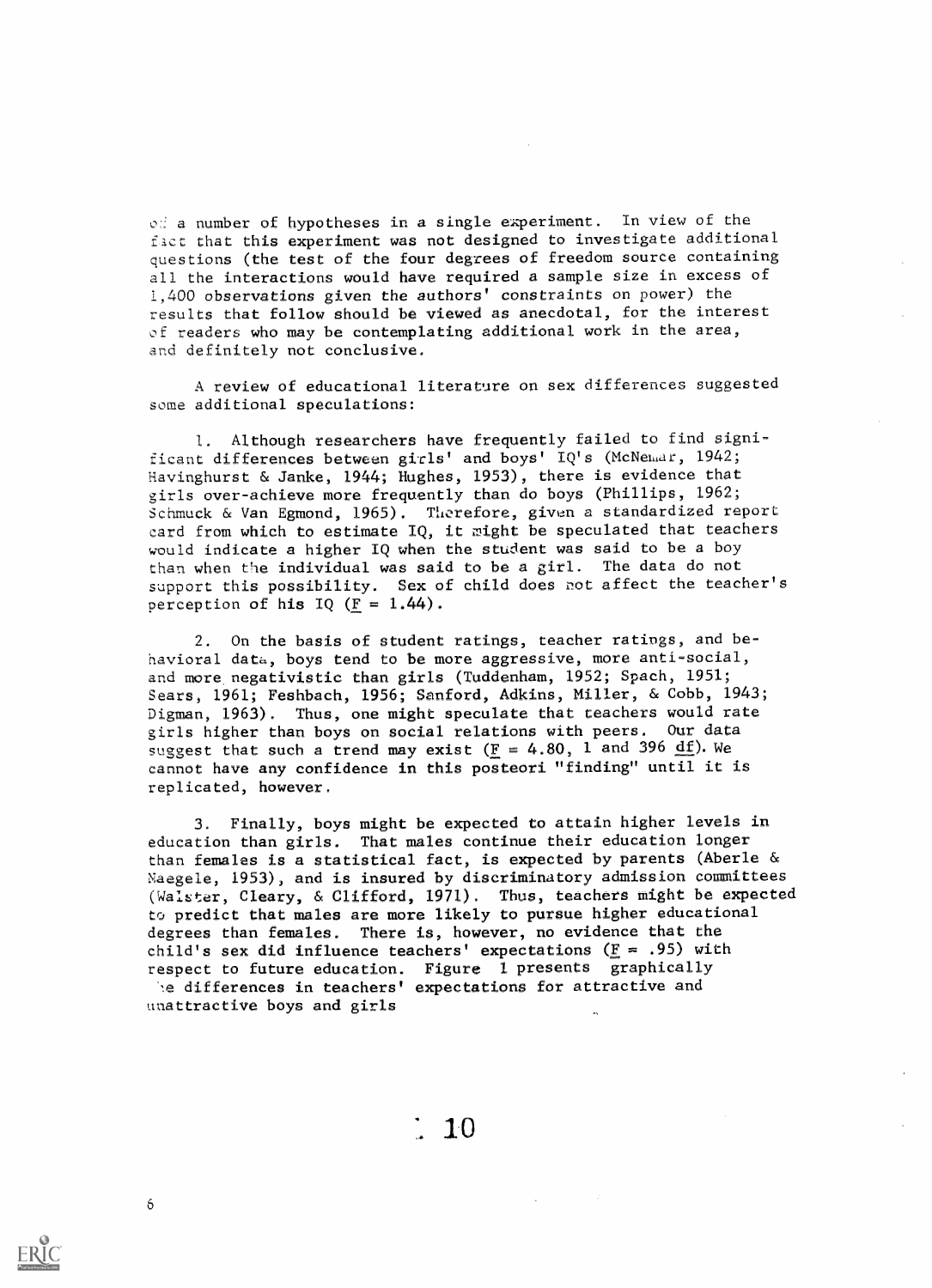of a number of hypotheses in a single experiment. In view of the fact that this experiment was not designed to investigate additional questions (the test of the four degrees of freedom source containing all the interactions would have required a sample size in excess of 1,400 observations given the authors' constraints on power) the results that follow should be viewed as anecdotal, for the interest of readers who may be contemplating additional work in the area, and definitely not conclusive.

A review of educational literature on sex differences suggested some additional speculations:

1. Although researchers have frequently failed to find significant differences between girls' and boys' IQ's (McNemar, 1942; Havinghurst & Janke, 1944; Hughes, 1953), there is evidence that girls over-achieve more frequently than do boys (Phillips, 1962; Schmuck & Van Egmond, 1965). Therefore, given a standardized report card from which to estimate IQ, it might be speculated that teachers would indicate a higher IQ when the student was said to be a boy than when the individual was said to be a girl. The data do not support this possibility. Sex of child does not affect the teacher's perception of his IQ ($F = 1.44$).

2. On the basis of student ratings, teacher ratings, and behavioral data, boys tend to be more aggressive, more anti-social, and more negativistic than girls (Tuddenham, 1952; Spach, 1951; Sears, 1961; Feshbach, 1956; Sanford, Adkins, Miller, & Cobb, 1943; Digman, 1963). Thus, one might speculate that teachers would rate girls higher than boys on social relations with peers. Our data suggest that such a trend may exist ($F = 4.80$, 1 and 396 df). We cannot have any confidence in this posteori "finding" until it is replicated, however.

3. Finally, boys might be expected to attain higher levels in education than girls. That males continue their education longer than females is a statistical fact, is expected by parents (Aberle & Naegele, 1953), and is insured by discriminatory admission committees (Walster, Cleary, & Clifford, 1971). Thus, teachers might be expected to predict that males are more likely to pursue higher educational degrees than females. There is, however, no evidence that the child's sex did influence teachers' expectations ($F = .95$) with respect to future education. Figure 1 presents graphically the differences in teachers' expectations for attractive and unattractive boys and girls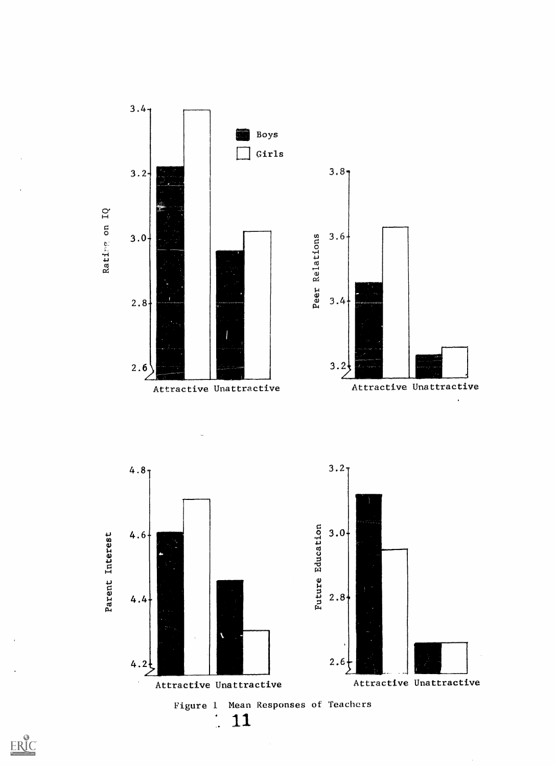Figure 1 Mean Responses of Teachers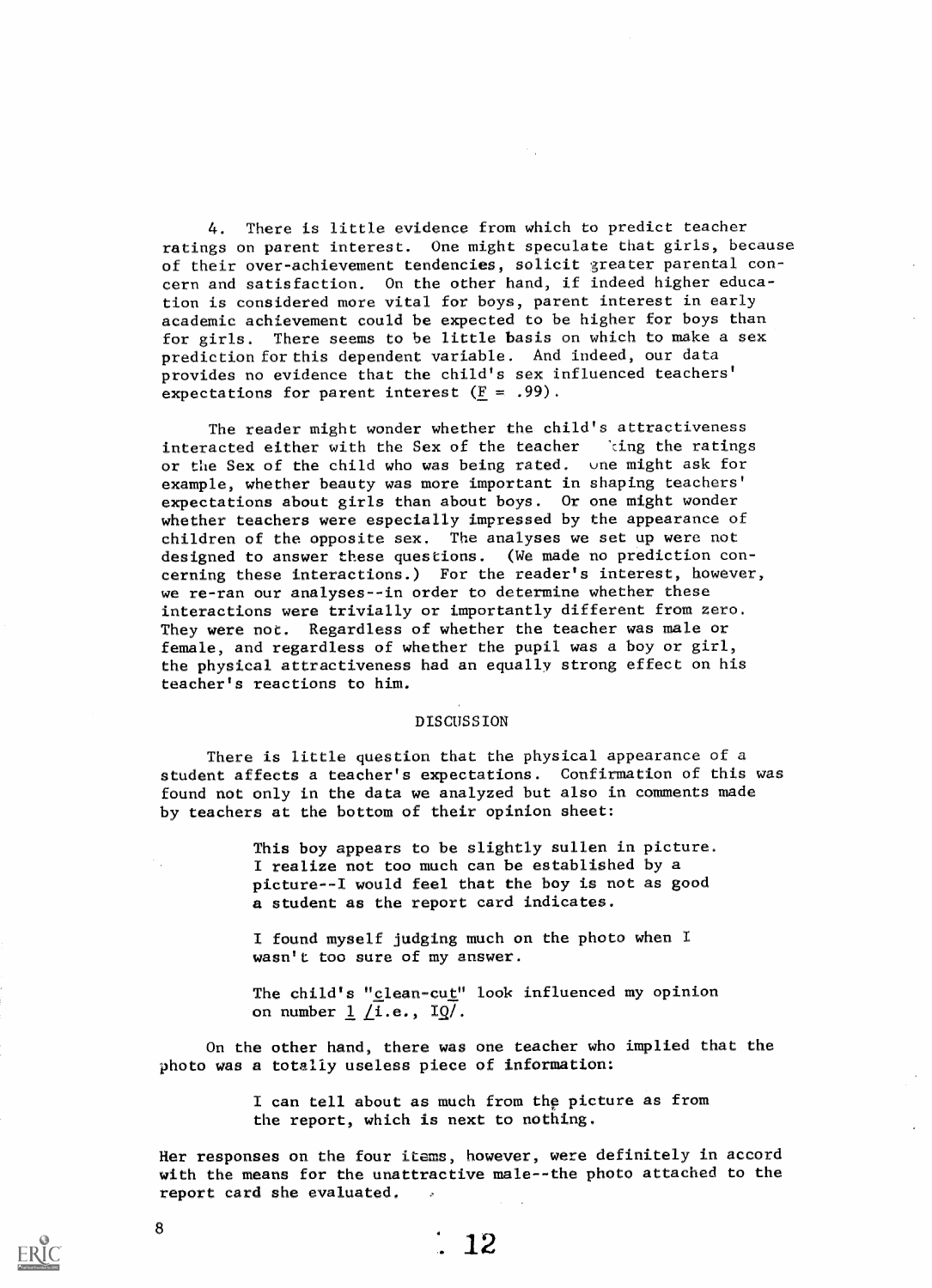4. There is little evidence from which to predict teacher ratings on parent interest. One might speculate that girls, because of their over-achievement tendencies, solicit greater parental concern and satisfaction. On the other hand, if indeed higher education is considered more vital for boys, parent interest in early academic achievement could be expected to be higher for boys than for girls. There seems to be little basis on which to make a sex prediction for this dependent variable. And indeed, our data provides no evidence that the child's sex influenced teachers' expectations for parent interest ($F = .99$).

The reader might wonder whether the child's attractiveness interacted either with the Sex of the teacher 'cing the ratings or the Sex of the child who was being rated. One might ask for example, whether beauty was more important in shaping teachers' expectations about girls than about boys. Or one might wonder whether teachers were especially impressed by the appearance of children of the opposite sex. The analyses we set up were not designed to answer these questions. (We made no prediction concerning these interactions.) For the reader's interest, however, we re-ran our analyses--in order to determine whether these interactions were trivially or importantly different from zero. They were not. Regardless of whether the teacher was male or female, and regardless of whether the pupil was a boy or girl, the physical attractiveness had an equally strong effect on his teacher's reactions to him.

## DISCUSSION

There is little question that the physical appearance of a student affects a teacher's expectations. Confirmation of this was found not only in the data we analyzed but also in comments made by teachers at the bottom of their opinion sheet:

> This boy appears to be slightly sullen in picture. I realize not too much can be established by a picture--I would feel that the boy is not as good a student as the report card indicates.

> I found myself judging much on the photo when I wasn't too sure of my answer.

> The child's "clean-cut" look influenced my opinion on number 1 /i.e., IQ/.

On the other hand, there was one teacher who implied that the photo was a totally useless piece of information:

> I can tell about as much from the picture as from the report, which is next to nothing.

Her responses on the four items, however, were definitely in accord with the means for the unattractive male--the photo attached to the report card she evaluated.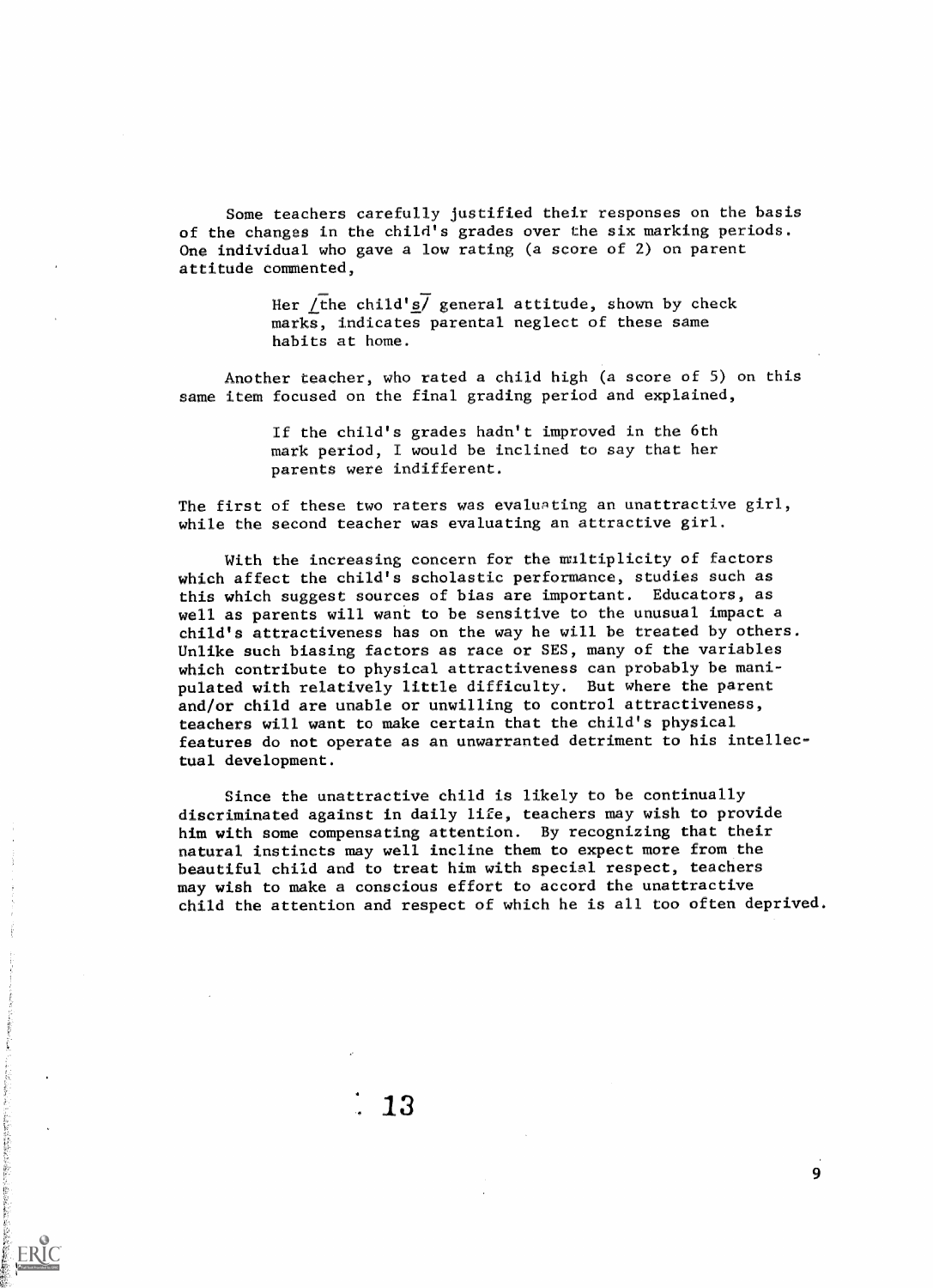Some teachers carefully justified their responses on the basis of the changes in the child's grades over the six marking periods. One individual who gave a low rating (a score of 2) on parent attitude commented,

> Her /the child's/ general attitude, shown by check marks, indicates parental neglect of these same habits at home.

Another teacher, who rated a child high (a score of 5) on this same item focused on the final grading period and explained,

> If the child's grades hadn't improved in the 6th mark period, I would be inclined to say that her parents were indifferent.

The first of these two raters was evaluating an unattractive girl, while the second teacher was evaluating an attractive girl.

With the increasing concern for the multiplicity of factors which affect the child's scholastic performance, studies such as this which suggest sources of bias are important. Educators, as well as parents will want to be sensitive to the unusual impact a child's attractiveness has on the way he will be treated by others. Unlike such biasing factors as race or SES, many of the variables which contribute to physical attractiveness can probably be manipulated with relatively little difficulty. But where the parent and/or child are unable or unwilling to control attractiveness, teachers will want to make certain that the child's physical features do not operate as an unwarranted detriment to his intellectual development.

Since the unattractive child is likely to be continually discriminated against in daily life, teachers may wish to provide him with some compensating attention. By recognizing that their natural instincts may well incline them to expect more from the beautiful child and to treat him with special respect, teachers may wish to make a conscious effort to accord the unattractive child the attention and respect of which he is all too often deprived.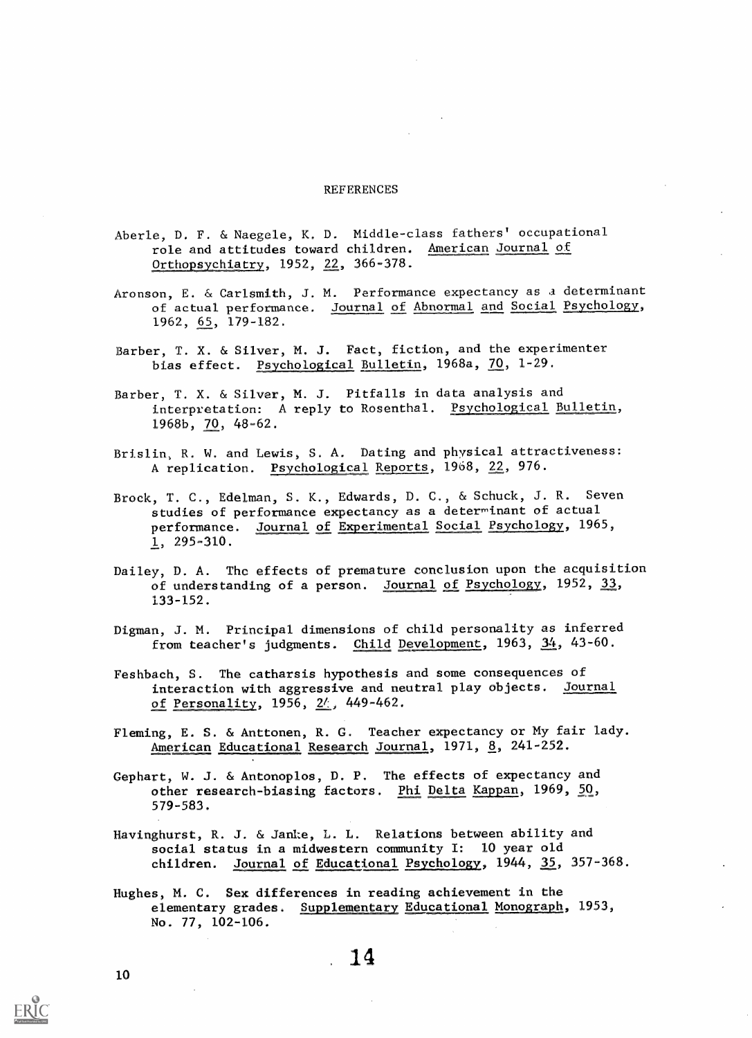# REFERENCES

Aberle, D. F. & Naegele, K. D. Middle-class fathers' occupational role and attitudes toward children. American Journal of Orthopsychiatry, 1952, 22, 366-378.

Aronson, E. & Carlsmith, J. M. Performance expectancy as a determinant of actual performance. Journal of Abnormal and Social Psychology, 1962, 65, 179-182.

Barber, T. X. & Silver, M. J. Fact, fiction, and the experimenter bias effect. Psychological Bulletin, 1968a, 70, 1-29.

Barber, T. X. & Silver, M. J. Pitfalls in data analysis and interpretation: A reply to Rosenthal. Psychological Bulletin, 1968b, 70, 48-62.

Brislin, R. W. and Lewis, S. A. Dating and physical attractiveness: A replication. Psychological Reports, 1968, 22, 976.

Brock, T. C., Edelman, S. K., Edwards, D. C., & Schuck, J. R. Seven studies of performance expectancy as a determinant of actual performance. Journal of Experimental Social Psychology, 1965, 1, 295-310.

Dailey, D. A. The effects of premature conclusion upon the acquisition of understanding of a person. Journal of Psychology, 1952, 33, 133-152.

Digman, J. M. Principal dimensions of child personality as inferred from teacher's judgments. Child Development, 1963, 34, 43-60.

Feshbach, S. The catharsis hypothesis and some consequences of interaction with aggressive and neutral play objects. Journal of Personality, 1956, 24, 449-462.

Fleming, E. S. & Anttonen, R. G. Teacher expectancy or My fair lady. American Educational Research Journal, 1971, 8, 241-252.

Gephart, W. J. & Antonoplos, D. P. The effects of expectancy and other research-biasing factors. Phi Delta Kappan, 1969, 50, 579-583.

Havinghurst, R. J. & Janke, L. L. Relations between ability and social status in a midwestern community I: 10 year old children. Journal of Educational Psychology, 1944, 35, 357-368.

Hughes, M. C. Sex differences in reading achievement in the elementary grades. Supplementary Educational Monograph, 1953, No. 77, 102-106.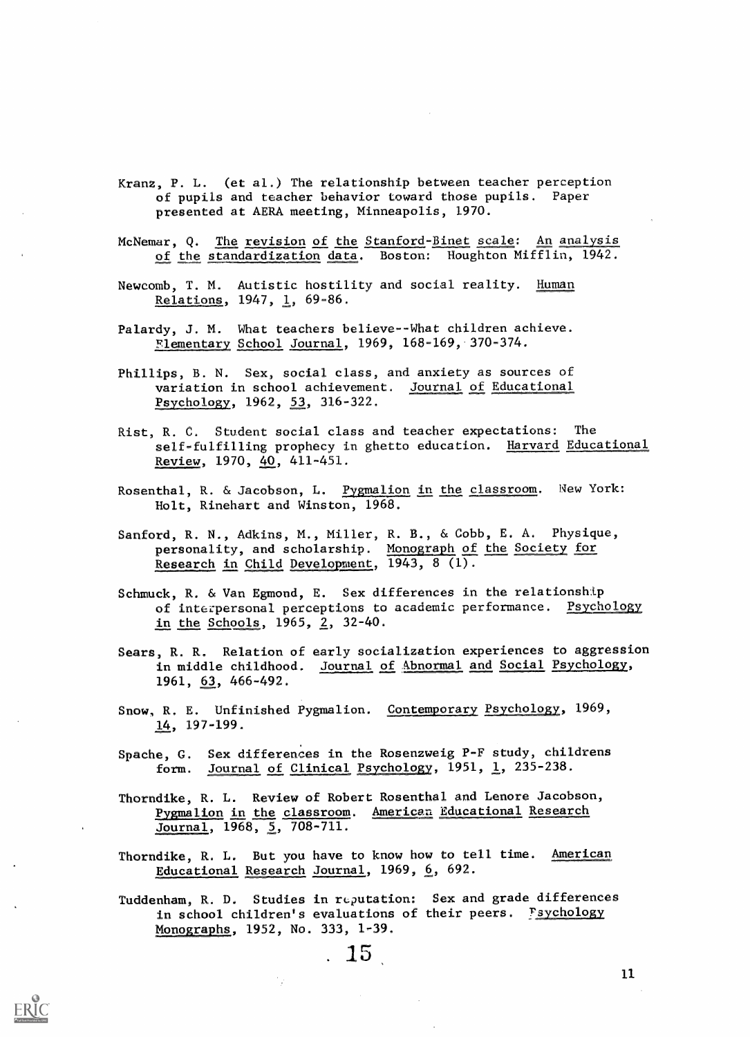Kranz, P. L. (et al.) The relationship between teacher perception of pupils and teacher behavior toward those pupils. Paper presented at AERA meeting, Minneapolis, 1970.

McNemar, Q. The revision of the Stanford-Binet scale: An analysis of the standardization data. Boston: Houghton Mifflin, 1942.

Newcomb, T. M. Autistic hostility and social reality. Human Relations, 1947, 1, 69-86.

Palardy, J. M. What teachers believe--What children achieve. Elementary School Journal, 1969, 168-169, 370-374.

Phillips, B. N. Sex, social class, and anxiety as sources of variation in school achievement. Journal of Educational Psychology, 1962, 53, 316-322.

Rist, R. C. Student social class and teacher expectations: The self-fulfilling prophecy in ghetto education. Harvard Educational Review, 1970, 40, 411-451.

Rosenthal, R. & Jacobson, L. Pygmalion in the classroom. New York: Holt, Rinehart and Winston, 1968.

Sanford, R. N., Adkins, M., Miller, R. B., & Cobb, E. A. Physique, personality, and scholarship. Monograph of the Society for Research in Child Development, 1943, 8 (1).

Schmuck, R. & Van Egmond, E. Sex differences in the relationship of interpersonal perceptions to academic performance. Psychology in the Schools, 1965, 2, 32-40.

Sears, R. R. Relation of early socialization experiences to aggression in middle childhood. Journal of Abnormal and Social Psychology, 1961, 63, 466-492.

Snow, R. E. Unfinished Pygmalion. Contemporary Psychology, 1969, 14, 197-199.

Spache, G. Sex differences in the Rosenzweig P-F study, childrens form. Journal of Clinical Psychology, 1951, 1, 235-238.

Thorndike, R. L. Review of Robert Rosenthal and Lenore Jacobson, Pygmalion in the classroom. American Educational Research Journal, 1968, 5, 708-711.

Thorndike, R. L. But you have to know how to tell time. American Educational Research Journal, 1969, 6, 692.

Tuddenham, R. D. Studies in reputation: Sex and grade differences in school children's evaluations of their peers. Psychology Monographs, 1952, No. 333, 1-39.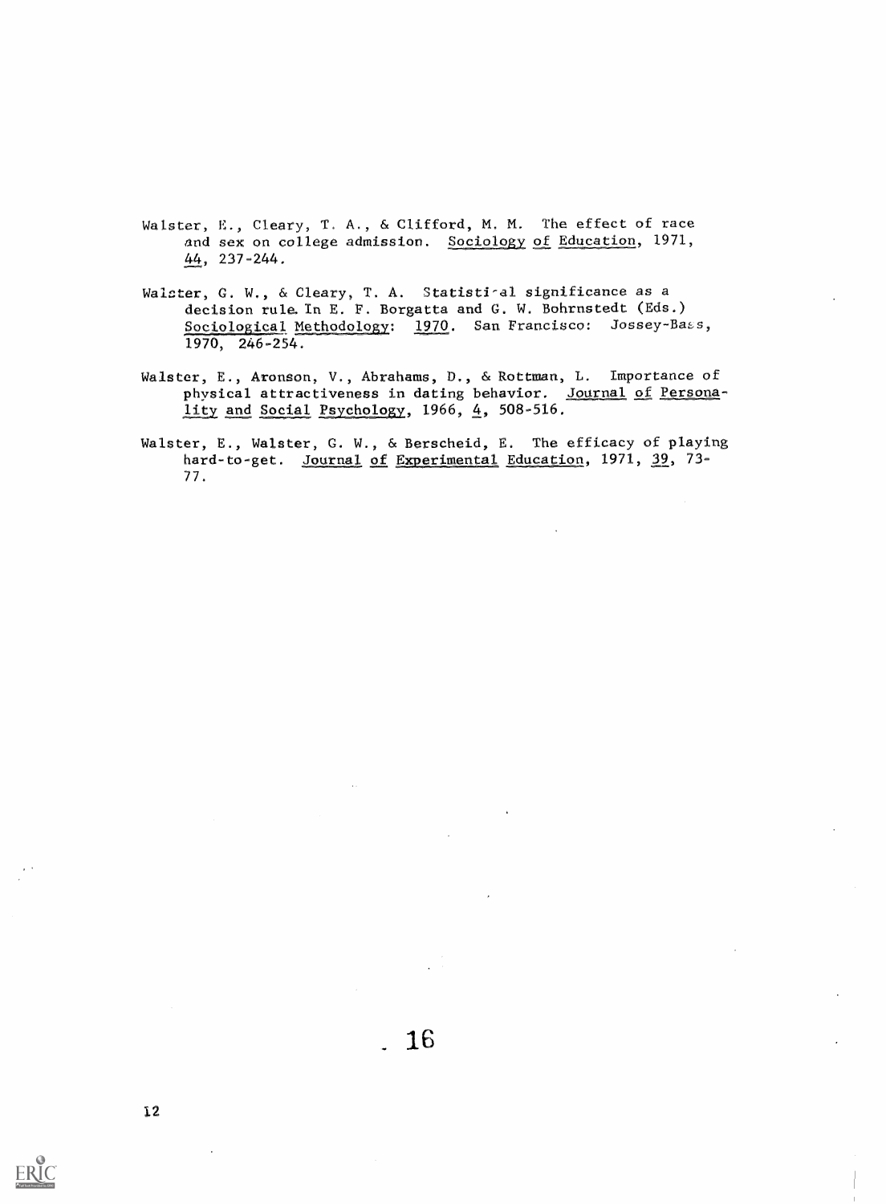Walster, E., Cleary, T. A., & Clifford, M. M. The effect of race and sex on college admission. Sociology of Education, 1971, 44, 237-244.

Walster, G. W., & Cleary, T. A. Statistical significance as a decision rule. In E. F. Borgatta and G. W. Bohrnstedt (Eds.) Sociological Methodology: 1970. San Francisco: Jossey-Bass, 1970, 246-254.

Walster, E., Aronson, V., Abrahams, D., & Rottman, L. Importance of physical attractiveness in dating behavior. Journal of Personality and Social Psychology, 1966, 4, 508-516.

Walster, E., Walster, G. W., & Berscheid, E. The efficacy of playing hard-to-get. Journal of Experimental Education, 1971, 39, 73-77.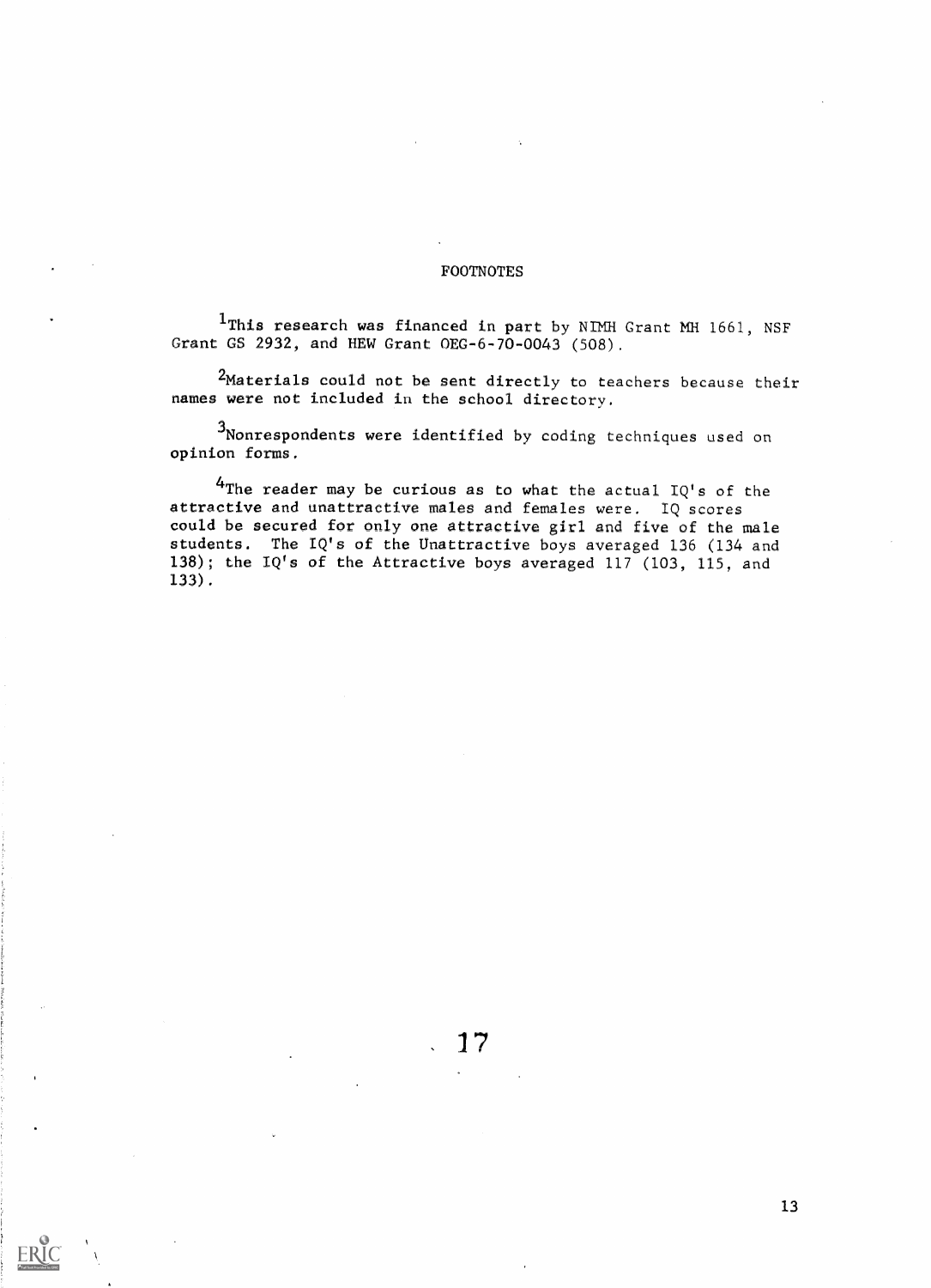## FOOTNOTES

[1]This research was financed in part by NIMH Grant MH 1661, NSF Grant GS 2932, and HEW Grant OEG-6-70-0043 (508).

[2]Materials could not be sent directly to teachers because their names were not included in the school directory.

[3]Nonrespondents were identified by coding techniques used on opinion forms.

[4]The reader may be curious as to what the actual IQ's of the attractive and unattractive males and females were. IQ scores could be secured for only one attractive girl and five of the male students. The IQ's of the Unattractive boys averaged 136 (134 and 138); the IQ's of the Attractive boys averaged 117 (103, 115, and 133).